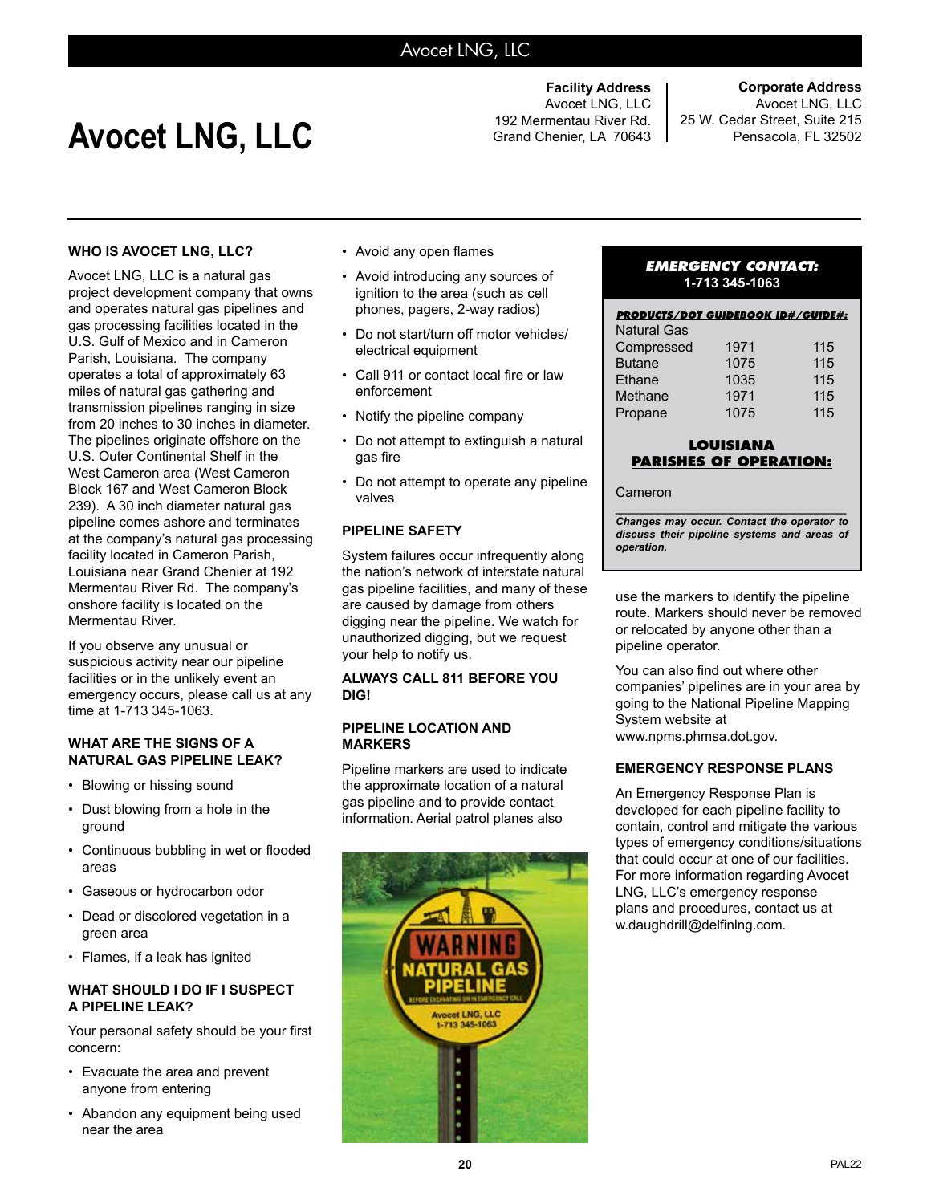# Avocet LNG, LLC

**Facility Address**
Avocet LNG, LLC
192 Mermentau River Rd.
Grand Chenier, LA 70643

**Corporate Address**
Avocet LNG, LLC
25 W. Cedar Street, Suite 215
Pensacola, FL 32502

## WHO IS AVOCET LNG, LLC?

Avocet LNG, LLC is a natural gas project development company that owns and operates natural gas pipelines and gas processing facilities located in the U.S. Gulf of Mexico and in Cameron Parish, Louisiana. The company operates a total of approximately 63 miles of natural gas gathering and transmission pipelines ranging in size from 20 inches to 30 inches in diameter. The pipelines originate offshore on the U.S. Outer Continental Shelf in the West Cameron area (West Cameron Block 167 and West Cameron Block 239). A 30 inch diameter natural gas pipeline comes ashore and terminates at the company's natural gas processing facility located in Cameron Parish, Louisiana near Grand Chenier at 192 Mermentau River Rd. The company's onshore facility is located on the Mermentau River.

If you observe any unusual or suspicious activity near our pipeline facilities or in the unlikely event an emergency occurs, please call us at any time at 1-713 345-1063.

## WHAT ARE THE SIGNS OF A NATURAL GAS PIPELINE LEAK?

- Blowing or hissing sound
- Dust blowing from a hole in the ground
- Continuous bubbling in wet or flooded areas
- Gaseous or hydrocarbon odor
- Dead or discolored vegetation in a green area
- Flames, if a leak has ignited

## WHAT SHOULD I DO IF I SUSPECT A PIPELINE LEAK?

Your personal safety should be your first concern:

- Evacuate the area and prevent anyone from entering
- Abandon any equipment being used near the area
- Avoid any open flames
- Avoid introducing any sources of ignition to the area (such as cell phones, pagers, 2-way radios)
- Do not start/turn off motor vehicles/ electrical equipment
- Call 911 or contact local fire or law enforcement
- Notify the pipeline company
- Do not attempt to extinguish a natural gas fire
- Do not attempt to operate any pipeline valves

## PIPELINE SAFETY

System failures occur infrequently along the nation's network of interstate natural gas pipeline facilities, and many of these are caused by damage from others digging near the pipeline. We watch for unauthorized digging, but we request your help to notify us.

**ALWAYS CALL 811 BEFORE YOU DIG!**

## PIPELINE LOCATION AND MARKERS

Pipeline markers are used to indicate the approximate location of a natural gas pipeline and to provide contact information. Aerial patrol planes also use the markers to identify the pipeline route. Markers should never be removed or relocated by anyone other than a pipeline operator.

You can also find out where other companies' pipelines are in your area by going to the National Pipeline Mapping System website at www.npms.phmsa.dot.gov.

## EMERGENCY RESPONSE PLANS

An Emergency Response Plan is developed for each pipeline facility to contain, control and mitigate the various types of emergency conditions/situations that could occur at one of our facilities. For more information regarding Avocet LNG, LLC's emergency response plans and procedures, contact us at w.daughdrill@delfinlng.com.

---

***EMERGENCY CONTACT:***
**1-713 345-1063**

***PRODUCTS/DOT GUIDEBOOK ID#/GUIDE#:***

| Product | ID# | Guide# |
|---|---|---|
| Natural Gas Compressed | 1971 | 115 |
| Butane | 1075 | 115 |
| Ethane | 1035 | 115 |
| Methane | 1971 | 115 |
| Propane | 1075 | 115 |

**LOUISIANA PARISHES OF OPERATION:**

Cameron

***Changes may occur. Contact the operator to discuss their pipeline systems and areas of operation.***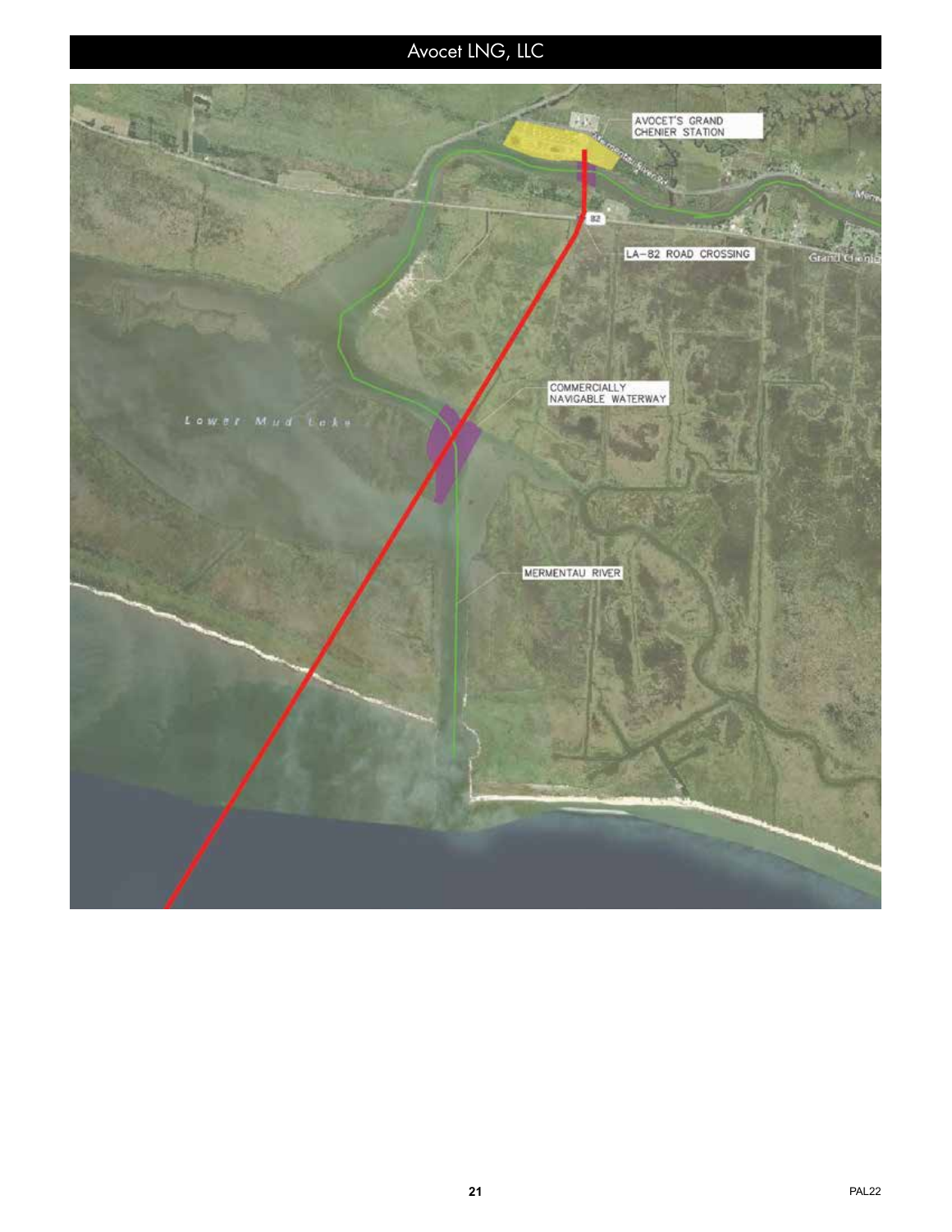# Avocet LNG, LLC

AVOCET'S GRAND CHENIER STATION

LA-82 ROAD CROSSING

COMMERCIALLY NAVIGABLE WATERWAY

Lower Mud Lake

MERMENTAU RIVER

82

Grand Chenier